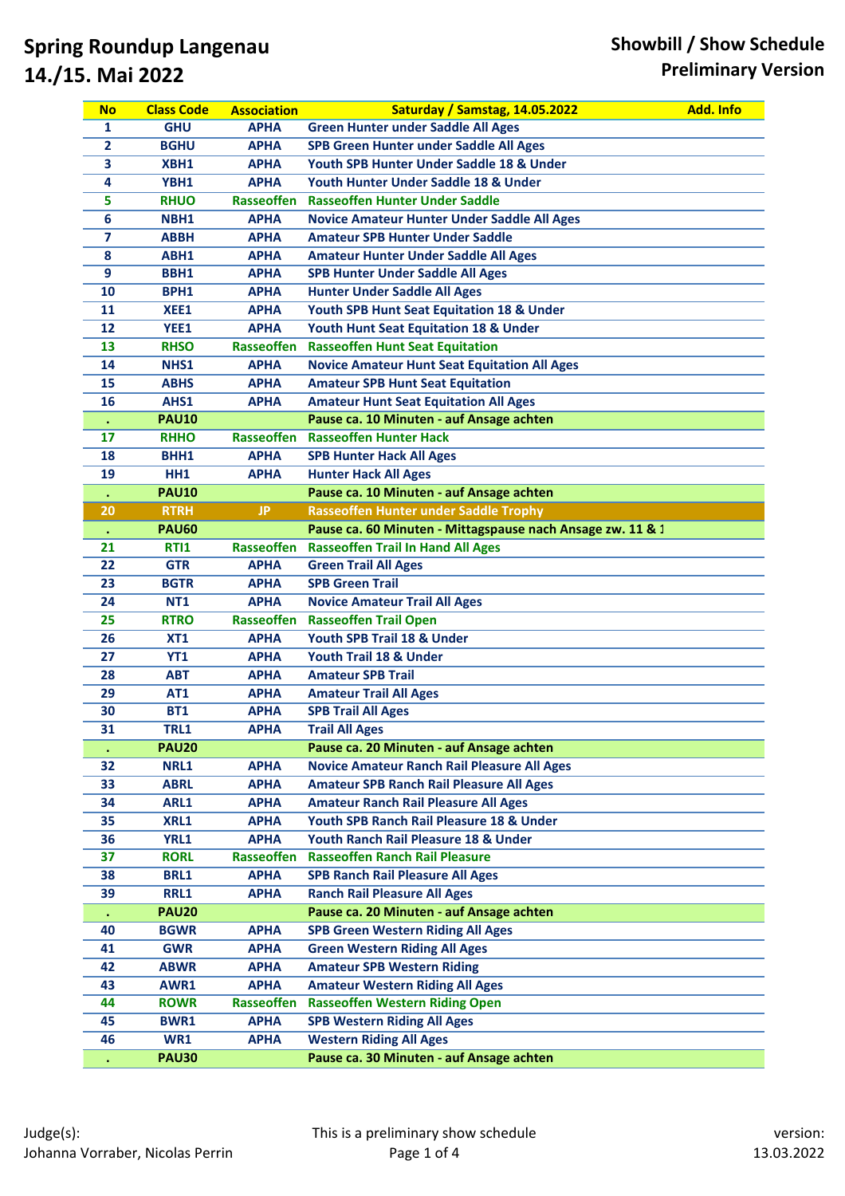# Spring Roundup Langenau
# 14./15. Mai 2022

**Showbill / Show Schedule**
**Preliminary Version**

| No | Class Code | Association | Saturday / Samstag, 14.05.2022 | Add. Info |
|---|---|---|---|---|
| 1 | GHU | APHA | Green Hunter under Saddle All Ages | |
| 2 | BGHU | APHA | SPB Green Hunter under Saddle All Ages | |
| 3 | XBH1 | APHA | Youth SPB Hunter Under Saddle 18 & Under | |
| 4 | YBH1 | APHA | Youth Hunter Under Saddle 18 & Under | |
| 5 | RHUO | Rasseoffen | Rasseoffen Hunter Under Saddle | |
| 6 | NBH1 | APHA | Novice Amateur Hunter Under Saddle All Ages | |
| 7 | ABBH | APHA | Amateur SPB Hunter Under Saddle | |
| 8 | ABH1 | APHA | Amateur Hunter Under Saddle All Ages | |
| 9 | BBH1 | APHA | SPB Hunter Under Saddle All Ages | |
| 10 | BPH1 | APHA | Hunter Under Saddle All Ages | |
| 11 | XEE1 | APHA | Youth SPB Hunt Seat Equitation 18 & Under | |
| 12 | YEE1 | APHA | Youth Hunt Seat Equitation 18 & Under | |
| 13 | RHSO | Rasseoffen | Rasseoffen Hunt Seat Equitation | |
| 14 | NHS1 | APHA | Novice Amateur Hunt Seat Equitation All Ages | |
| 15 | ABHS | APHA | Amateur SPB Hunt Seat Equitation | |
| 16 | AHS1 | APHA | Amateur Hunt Seat Equitation All Ages | |
| . | PAU10 | | Pause ca. 10 Minuten - auf Ansage achten | |
| 17 | RHHO | Rasseoffen | Rasseoffen Hunter Hack | |
| 18 | BHH1 | APHA | SPB Hunter Hack All Ages | |
| 19 | HH1 | APHA | Hunter Hack All Ages | |
| . | PAU10 | | Pause ca. 10 Minuten - auf Ansage achten | |
| 20 | RTRH | JP | Rasseoffen Hunter under Saddle Trophy | |
| . | PAU60 | | Pause ca. 60 Minuten - Mittagspause nach Ansage zw. 11 & 1 | |
| 21 | RTI1 | Rasseoffen | Rasseoffen Trail In Hand All Ages | |
| 22 | GTR | APHA | Green Trail All Ages | |
| 23 | BGTR | APHA | SPB Green Trail | |
| 24 | NT1 | APHA | Novice Amateur Trail All Ages | |
| 25 | RTRO | Rasseoffen | Rasseoffen Trail Open | |
| 26 | XT1 | APHA | Youth SPB Trail 18 & Under | |
| 27 | YT1 | APHA | Youth Trail 18 & Under | |
| 28 | ABT | APHA | Amateur SPB Trail | |
| 29 | AT1 | APHA | Amateur Trail All Ages | |
| 30 | BT1 | APHA | SPB Trail All Ages | |
| 31 | TRL1 | APHA | Trail All Ages | |
| . | PAU20 | | Pause ca. 20 Minuten - auf Ansage achten | |
| 32 | NRL1 | APHA | Novice Amateur Ranch Rail Pleasure All Ages | |
| 33 | ABRL | APHA | Amateur SPB Ranch Rail Pleasure All Ages | |
| 34 | ARL1 | APHA | Amateur Ranch Rail Pleasure All Ages | |
| 35 | XRL1 | APHA | Youth SPB Ranch Rail Pleasure 18 & Under | |
| 36 | YRL1 | APHA | Youth Ranch Rail Pleasure 18 & Under | |
| 37 | RORL | Rasseoffen | Rasseoffen Ranch Rail Pleasure | |
| 38 | BRL1 | APHA | SPB Ranch Rail Pleasure All Ages | |
| 39 | RRL1 | APHA | Ranch Rail Pleasure All Ages | |
| . | PAU20 | | Pause ca. 20 Minuten - auf Ansage achten | |
| 40 | BGWR | APHA | SPB Green Western Riding All Ages | |
| 41 | GWR | APHA | Green Western Riding All Ages | |
| 42 | ABWR | APHA | Amateur SPB Western Riding | |
| 43 | AWR1 | APHA | Amateur Western Riding All Ages | |
| 44 | ROWR | Rasseoffen | Rasseoffen Western Riding Open | |
| 45 | BWR1 | APHA | SPB Western Riding All Ages | |
| 46 | WR1 | APHA | Western Riding All Ages | |
| . | PAU30 | | Pause ca. 30 Minuten - auf Ansage achten | |

Judge(s):
Johanna Vorraber, Nicolas Perrin

This is a preliminary show schedule

version:
13.03.2022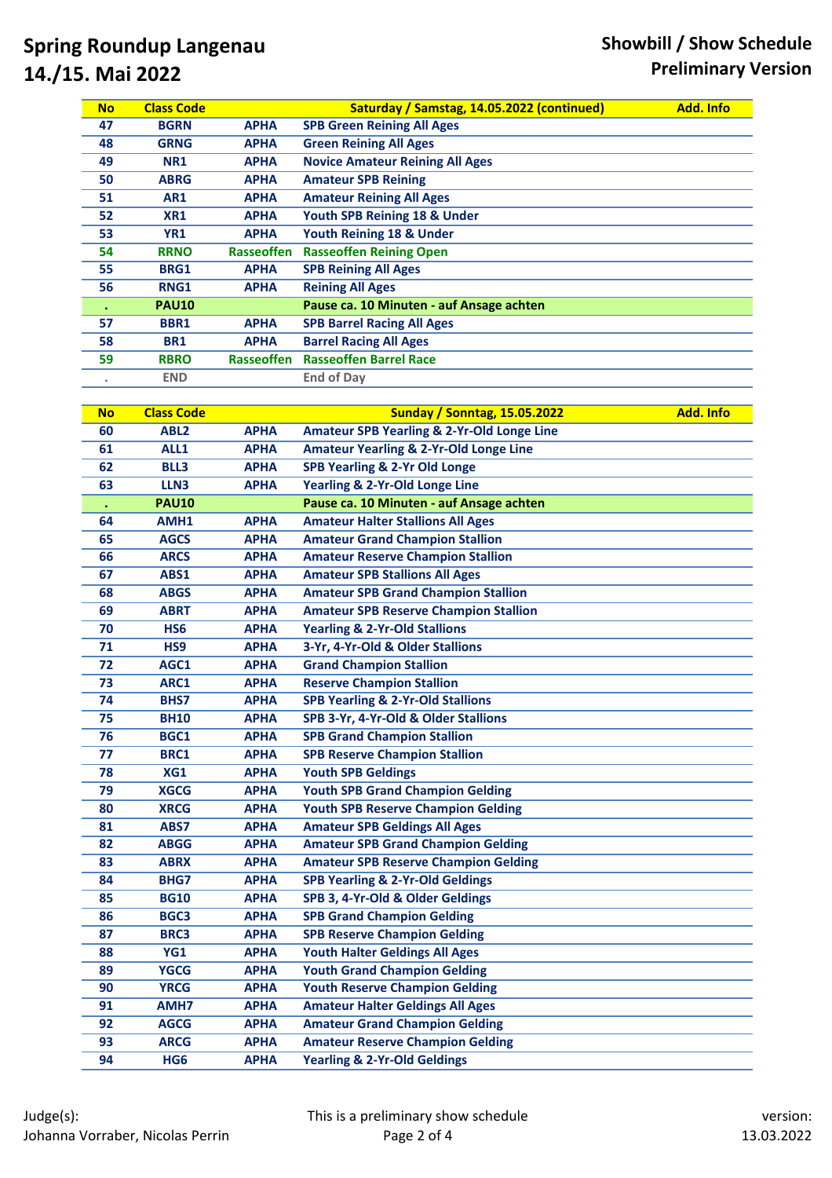# Spring Roundup Langenau 14./15. Mai 2022

## Showbill / Show Schedule Preliminary Version

| No | Class Code | | Saturday / Samstag, 14.05.2022 (continued) | Add. Info |
|---|---|---|---|---|
| 47 | BGRN | APHA | SPB Green Reining All Ages | |
| 48 | GRNG | APHA | Green Reining All Ages | |
| 49 | NR1 | APHA | Novice Amateur Reining All Ages | |
| 50 | ABRG | APHA | Amateur SPB Reining | |
| 51 | AR1 | APHA | Amateur Reining All Ages | |
| 52 | XR1 | APHA | Youth SPB Reining 18 & Under | |
| 53 | YR1 | APHA | Youth Reining 18 & Under | |
| 54 | RRNO | Rasseoffen | Rasseoffen Reining Open | |
| 55 | BRG1 | APHA | SPB Reining All Ages | |
| 56 | RNG1 | APHA | Reining All Ages | |
| . | PAU10 | | Pause ca. 10 Minuten - auf Ansage achten | |
| 57 | BBR1 | APHA | SPB Barrel Racing All Ages | |
| 58 | BR1 | APHA | Barrel Racing All Ages | |
| 59 | RBRO | Rasseoffen | Rasseoffen Barrel Race | |
| . | END | | End of Day | |

| No | Class Code | | Sunday / Sonntag, 15.05.2022 | Add. Info |
|---|---|---|---|---|
| 60 | ABL2 | APHA | Amateur SPB Yearling & 2-Yr-Old Longe Line | |
| 61 | ALL1 | APHA | Amateur Yearling & 2-Yr-Old Longe Line | |
| 62 | BLL3 | APHA | SPB Yearling & 2-Yr Old Longe | |
| 63 | LLN3 | APHA | Yearling & 2-Yr-Old Longe Line | |
| . | PAU10 | | Pause ca. 10 Minuten - auf Ansage achten | |
| 64 | AMH1 | APHA | Amateur Halter Stallions All Ages | |
| 65 | AGCS | APHA | Amateur Grand Champion Stallion | |
| 66 | ARCS | APHA | Amateur Reserve Champion Stallion | |
| 67 | ABS1 | APHA | Amateur SPB Stallions All Ages | |
| 68 | ABGS | APHA | Amateur SPB Grand Champion Stallion | |
| 69 | ABRT | APHA | Amateur SPB Reserve Champion Stallion | |
| 70 | HS6 | APHA | Yearling & 2-Yr-Old Stallions | |
| 71 | HS9 | APHA | 3-Yr, 4-Yr-Old & Older Stallions | |
| 72 | AGC1 | APHA | Grand Champion Stallion | |
| 73 | ARC1 | APHA | Reserve Champion Stallion | |
| 74 | BHS7 | APHA | SPB Yearling & 2-Yr-Old Stallions | |
| 75 | BH10 | APHA | SPB 3-Yr, 4-Yr-Old & Older Stallions | |
| 76 | BGC1 | APHA | SPB Grand Champion Stallion | |
| 77 | BRC1 | APHA | SPB Reserve Champion Stallion | |
| 78 | XG1 | APHA | Youth SPB Geldings | |
| 79 | XGCG | APHA | Youth SPB Grand Champion Gelding | |
| 80 | XRCG | APHA | Youth SPB Reserve Champion Gelding | |
| 81 | ABS7 | APHA | Amateur SPB Geldings All Ages | |
| 82 | ABGG | APHA | Amateur SPB Grand Champion Gelding | |
| 83 | ABRX | APHA | Amateur SPB Reserve Champion Gelding | |
| 84 | BHG7 | APHA | SPB Yearling & 2-Yr-Old Geldings | |
| 85 | BG10 | APHA | SPB 3, 4-Yr-Old & Older Geldings | |
| 86 | BGC3 | APHA | SPB Grand Champion Gelding | |
| 87 | BRC3 | APHA | SPB Reserve Champion Gelding | |
| 88 | YG1 | APHA | Youth Halter Geldings All Ages | |
| 89 | YGCG | APHA | Youth Grand Champion Gelding | |
| 90 | YRCG | APHA | Youth Reserve Champion Gelding | |
| 91 | AMH7 | APHA | Amateur Halter Geldings All Ages | |
| 92 | AGCG | APHA | Amateur Grand Champion Gelding | |
| 93 | ARCG | APHA | Amateur Reserve Champion Gelding | |
| 94 | HG6 | APHA | Yearling & 2-Yr-Old Geldings | |

Judge(s):
Johanna Vorraber, Nicolas Perrin

This is a preliminary show schedule

version:
13.03.2022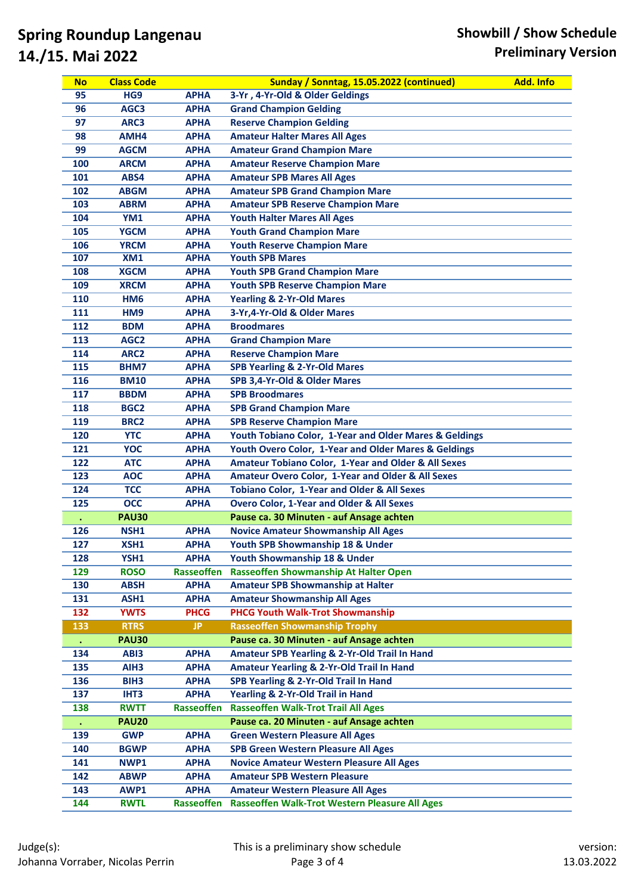# Spring Roundup Langenau
# 14./15. Mai 2022

**Showbill / Show Schedule**
**Preliminary Version**

| No | Class Code | | Sunday / Sonntag, 15.05.2022 (continued) | Add. Info |
|---|---|---|---|---|
| 95 | HG9 | APHA | 3-Yr , 4-Yr-Old & Older Geldings | |
| 96 | AGC3 | APHA | Grand Champion Gelding | |
| 97 | ARC3 | APHA | Reserve Champion Gelding | |
| 98 | AMH4 | APHA | Amateur Halter Mares All Ages | |
| 99 | AGCM | APHA | Amateur Grand Champion Mare | |
| 100 | ARCM | APHA | Amateur Reserve Champion Mare | |
| 101 | ABS4 | APHA | Amateur SPB Mares All Ages | |
| 102 | ABGM | APHA | Amateur SPB Grand Champion Mare | |
| 103 | ABRM | APHA | Amateur SPB Reserve Champion Mare | |
| 104 | YM1 | APHA | Youth Halter Mares All Ages | |
| 105 | YGCM | APHA | Youth Grand Champion Mare | |
| 106 | YRCM | APHA | Youth Reserve Champion Mare | |
| 107 | XM1 | APHA | Youth SPB Mares | |
| 108 | XGCM | APHA | Youth SPB Grand Champion Mare | |
| 109 | XRCM | APHA | Youth SPB Reserve Champion Mare | |
| 110 | HM6 | APHA | Yearling & 2-Yr-Old Mares | |
| 111 | HM9 | APHA | 3-Yr,4-Yr-Old & Older Mares | |
| 112 | BDM | APHA | Broodmares | |
| 113 | AGC2 | APHA | Grand Champion Mare | |
| 114 | ARC2 | APHA | Reserve Champion Mare | |
| 115 | BHM7 | APHA | SPB Yearling & 2-Yr-Old Mares | |
| 116 | BM10 | APHA | SPB 3,4-Yr-Old & Older Mares | |
| 117 | BBDM | APHA | SPB Broodmares | |
| 118 | BGC2 | APHA | SPB Grand Champion Mare | |
| 119 | BRC2 | APHA | SPB Reserve Champion Mare | |
| 120 | YTC | APHA | Youth Tobiano Color, 1-Year and Older Mares & Geldings | |
| 121 | YOC | APHA | Youth Overo Color, 1-Year and Older Mares & Geldings | |
| 122 | ATC | APHA | Amateur Tobiano Color, 1-Year and Older & All Sexes | |
| 123 | AOC | APHA | Amateur Overo Color, 1-Year and Older & All Sexes | |
| 124 | TCC | APHA | Tobiano Color, 1-Year and Older & All Sexes | |
| 125 | OCC | APHA | Overo Color, 1-Year and Older & All Sexes | |
| . | PAU30 | | Pause ca. 30 Minuten - auf Ansage achten | |
| 126 | NSH1 | APHA | Novice Amateur Showmanship All Ages | |
| 127 | XSH1 | APHA | Youth SPB Showmanship 18 & Under | |
| 128 | YSH1 | APHA | Youth Showmanship 18 & Under | |
| 129 | ROSO | Rasseoffen | Rasseoffen Showmanship At Halter Open | |
| 130 | ABSH | APHA | Amateur SPB Showmanship at Halter | |
| 131 | ASH1 | APHA | Amateur Showmanship All Ages | |
| 132 | YWTS | PHCG | PHCG Youth Walk-Trot Showmanship | |
| 133 | RTRS | JP | Rasseoffen Showmanship Trophy | |
| . | PAU30 | | Pause ca. 30 Minuten - auf Ansage achten | |
| 134 | ABI3 | APHA | Amateur SPB Yearling & 2-Yr-Old Trail In Hand | |
| 135 | AIH3 | APHA | Amateur Yearling & 2-Yr-Old Trail In Hand | |
| 136 | BIH3 | APHA | SPB Yearling & 2-Yr-Old Trail In Hand | |
| 137 | IHT3 | APHA | Yearling & 2-Yr-Old Trail in Hand | |
| 138 | RWTT | Rasseoffen | Rasseoffen Walk-Trot Trail All Ages | |
| . | PAU20 | | Pause ca. 20 Minuten - auf Ansage achten | |
| 139 | GWP | APHA | Green Western Pleasure All Ages | |
| 140 | BGWP | APHA | SPB Green Western Pleasure All Ages | |
| 141 | NWP1 | APHA | Novice Amateur Western Pleasure All Ages | |
| 142 | ABWP | APHA | Amateur SPB Western Pleasure | |
| 143 | AWP1 | APHA | Amateur Western Pleasure All Ages | |
| 144 | RWTL | Rasseoffen | Rasseoffen Walk-Trot Western Pleasure All Ages | |

Judge(s):
Johanna Vorraber, Nicolas Perrin

This is a preliminary show schedule

version:
13.03.2022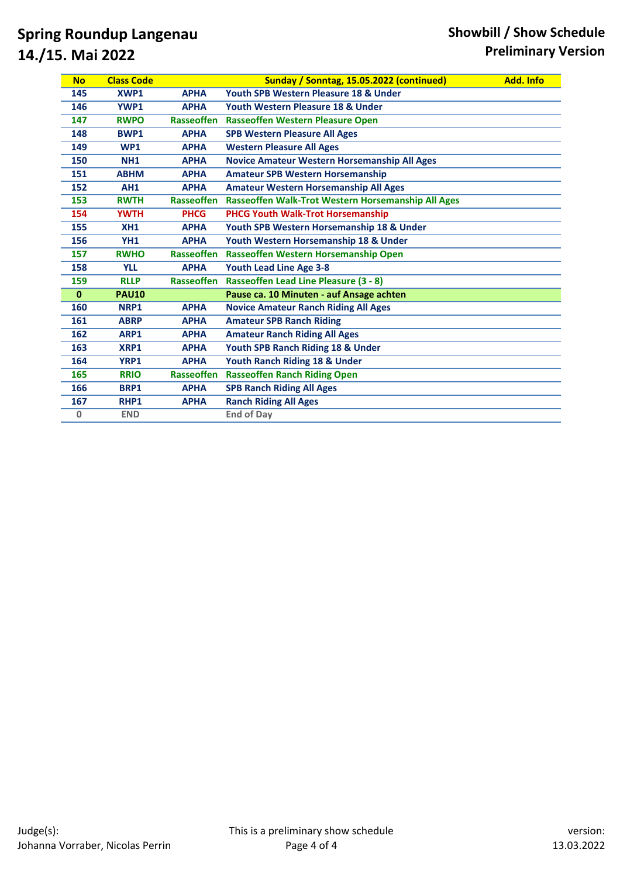# Spring Roundup Langenau
## 14./15. Mai 2022

**Showbill / Show Schedule**
**Preliminary Version**

| No | Class Code | | Sunday / Sonntag, 15.05.2022 (continued) | Add. Info |
|---|---|---|---|---|
| 145 | XWP1 | APHA | Youth SPB Western Pleasure 18 & Under | |
| 146 | YWP1 | APHA | Youth Western Pleasure 18 & Under | |
| 147 | RWPO | Rasseoffen | Rasseoffen Western Pleasure Open | |
| 148 | BWP1 | APHA | SPB Western Pleasure All Ages | |
| 149 | WP1 | APHA | Western Pleasure All Ages | |
| 150 | NH1 | APHA | Novice Amateur Western Horsemanship All Ages | |
| 151 | ABHM | APHA | Amateur SPB Western Horsemanship | |
| 152 | AH1 | APHA | Amateur Western Horsemanship All Ages | |
| 153 | RWTH | Rasseoffen | Rasseoffen Walk-Trot Western Horsemanship All Ages | |
| 154 | YWTH | PHCG | PHCG Youth Walk-Trot Horsemanship | |
| 155 | XH1 | APHA | Youth SPB Western Horsemanship 18 & Under | |
| 156 | YH1 | APHA | Youth Western Horsemanship 18 & Under | |
| 157 | RWHO | Rasseoffen | Rasseoffen Western Horsemanship Open | |
| 158 | YLL | APHA | Youth Lead Line Age 3-8 | |
| 159 | RLLP | Rasseoffen | Rasseoffen Lead Line Pleasure (3 - 8) | |
| 0 | PAU10 | | Pause ca. 10 Minuten - auf Ansage achten | |
| 160 | NRP1 | APHA | Novice Amateur Ranch Riding All Ages | |
| 161 | ABRP | APHA | Amateur SPB Ranch Riding | |
| 162 | ARP1 | APHA | Amateur Ranch Riding All Ages | |
| 163 | XRP1 | APHA | Youth SPB Ranch Riding 18 & Under | |
| 164 | YRP1 | APHA | Youth Ranch Riding 18 & Under | |
| 165 | RRIO | Rasseoffen | Rasseoffen Ranch Riding Open | |
| 166 | BRP1 | APHA | SPB Ranch Riding All Ages | |
| 167 | RHP1 | APHA | Ranch Riding All Ages | |
| 0 | END | | End of Day | |

Judge(s):
Johanna Vorraber, Nicolas Perrin

This is a preliminary show schedule

version:
13.03.2022